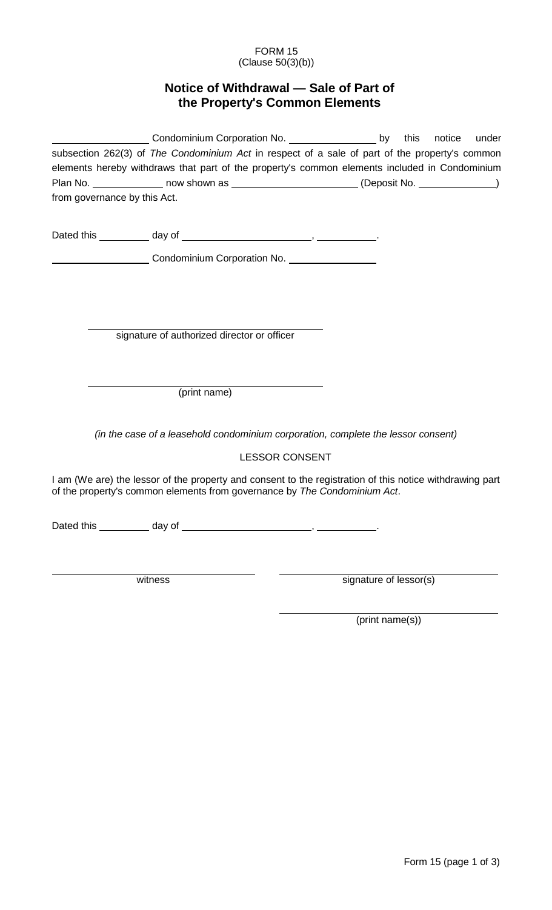FORM 15
(Clause 50(3)(b))

# Notice of Withdrawal — Sale of Part of the Property's Common Elements

__________________ Condominium Corporation No. ________________ by this notice under subsection 262(3) of *The Condominium Act* in respect of a sale of part of the property's common elements hereby withdraws that part of the property's common elements included in Condominium Plan No. _____________ now shown as _______________________ (Deposit No. ______________) from governance by this Act.

Dated this __________ day of ________________________, ___________.

__________________ Condominium Corporation No. ________________

_________________________________________
signature of authorized director or officer

_________________________________________
(print name)

*(in the case of a leasehold condominium corporation, complete the lessor consent)*

LESSOR CONSENT

I am (We are) the lessor of the property and consent to the registration of this notice withdrawing part of the property's common elements from governance by *The Condominium Act*.

Dated this __________ day of ________________________, ___________.

_________________________________________
witness

_________________________________________
signature of lessor(s)

_________________________________________
(print name(s))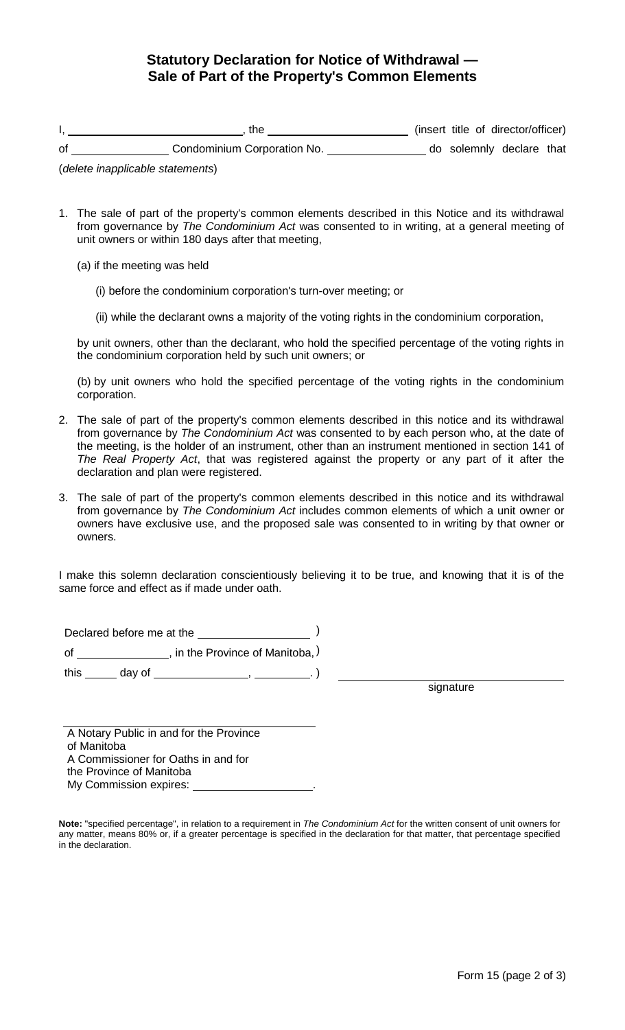# Statutory Declaration for Notice of Withdrawal — Sale of Part of the Property's Common Elements

I, ____________________________, the ________________________ (insert title of director/officer) of ________________ Condominium Corporation No. ________________ do solemnly declare that

(*delete inapplicable statements*)

1. The sale of part of the property's common elements described in this Notice and its withdrawal from governance by *The Condominium Act* was consented to in writing, at a general meeting of unit owners or within 180 days after that meeting,

   (a) if the meeting was held

   (i) before the condominium corporation's turn-over meeting; or

   (ii) while the declarant owns a majority of the voting rights in the condominium corporation,

   by unit owners, other than the declarant, who hold the specified percentage of the voting rights in the condominium corporation held by such unit owners; or

   (b) by unit owners who hold the specified percentage of the voting rights in the condominium corporation.

2. The sale of part of the property's common elements described in this notice and its withdrawal from governance by *The Condominium Act* was consented to by each person who, at the date of the meeting, is the holder of an instrument, other than an instrument mentioned in section 141 of *The Real Property Act*, that was registered against the property or any part of it after the declaration and plan were registered.

3. The sale of part of the property's common elements described in this notice and its withdrawal from governance by *The Condominium Act* includes common elements of which a unit owner or owners have exclusive use, and the proposed sale was consented to in writing by that owner or owners.

I make this solemn declaration conscientiously believing it to be true, and knowing that it is of the same force and effect as if made under oath.

Declared before me at the __________________ )
of ________________, in the Province of Manitoba, )
this ______ day of ________________, __________. )

____________________________________
signature

_____________________________________________
A Notary Public in and for the Province of Manitoba
A Commissioner for Oaths in and for the Province of Manitoba
My Commission expires: ____________________.

**Note:** "specified percentage", in relation to a requirement in *The Condominium Act* for the written consent of unit owners for any matter, means 80% or, if a greater percentage is specified in the declaration for that matter, that percentage specified in the declaration.

Form 15 (page 2 of 3)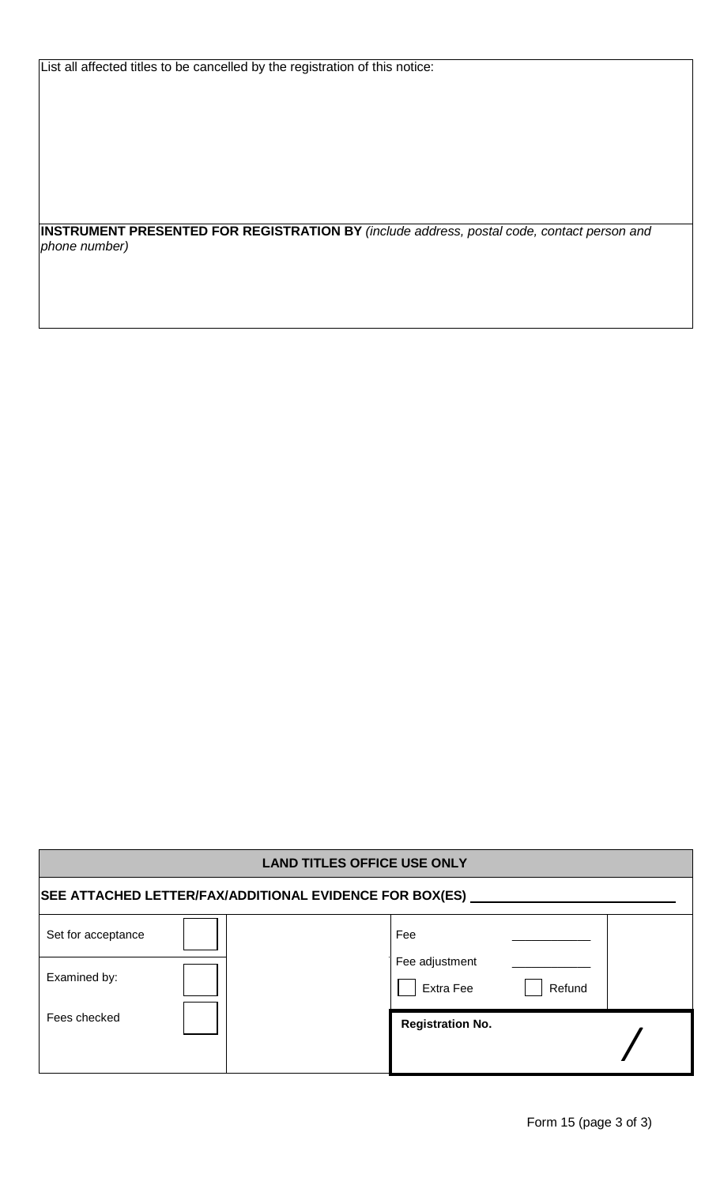List all affected titles to be cancelled by the registration of this notice:

**INSTRUMENT PRESENTED FOR REGISTRATION BY** *(include address, postal code, contact person and phone number)*

| **LAND TITLES OFFICE USE ONLY** | | | |
|---|---|---|---|
| **SEE ATTACHED LETTER/FAX/ADDITIONAL EVIDENCE FOR BOX(ES)** ______ | | | |
| Set for acceptance ☐ | | Fee ______ | |
| Examined by: ☐ | | Fee adjustment ______ ☐ Extra Fee ☐ Refund | |
| Fees checked ☐ | | **Registration No.** | / |

Form 15 (page 3 of 3)